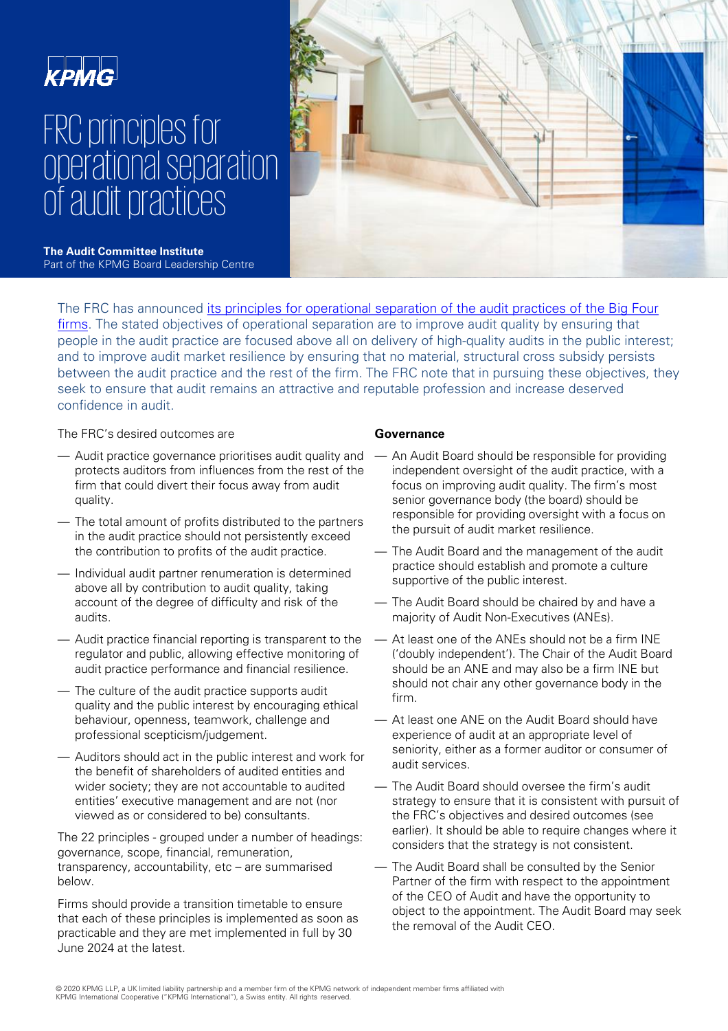KPMG

# FRC principles for operational separation of audit practices

**The Audit Committee Institute**
Part of the KPMG Board Leadership Centre

The FRC has announced its principles for operational separation of the audit practices of the Big Four firms. The stated objectives of operational separation are to improve audit quality by ensuring that people in the audit practice are focused above all on delivery of high-quality audits in the public interest; and to improve audit market resilience by ensuring that no material, structural cross subsidy persists between the audit practice and the rest of the firm. The FRC note that in pursuing these objectives, they seek to ensure that audit remains an attractive and reputable profession and increase deserved confidence in audit.

The FRC's desired outcomes are

- Audit practice governance prioritises audit quality and protects auditors from influences from the rest of the firm that could divert their focus away from audit quality.
- The total amount of profits distributed to the partners in the audit practice should not persistently exceed the contribution to profits of the audit practice.
- Individual audit partner renumeration is determined above all by contribution to audit quality, taking account of the degree of difficulty and risk of the audits.
- Audit practice financial reporting is transparent to the regulator and public, allowing effective monitoring of audit practice performance and financial resilience.
- The culture of the audit practice supports audit quality and the public interest by encouraging ethical behaviour, openness, teamwork, challenge and professional scepticism/judgement.
- Auditors should act in the public interest and work for the benefit of shareholders of audited entities and wider society; they are not accountable to audited entities' executive management and are not (nor viewed as or considered to be) consultants.

The 22 principles - grouped under a number of headings: governance, scope, financial, remuneration, transparency, accountability, etc – are summarised below.

Firms should provide a transition timetable to ensure that each of these principles is implemented as soon as practicable and they are met implemented in full by 30 June 2024 at the latest.

**Governance**

- An Audit Board should be responsible for providing independent oversight of the audit practice, with a focus on improving audit quality. The firm's most senior governance body (the board) should be responsible for providing oversight with a focus on the pursuit of audit market resilience.
- The Audit Board and the management of the audit practice should establish and promote a culture supportive of the public interest.
- The Audit Board should be chaired by and have a majority of Audit Non-Executives (ANEs).
- At least one of the ANEs should not be a firm INE ('doubly independent'). The Chair of the Audit Board should be an ANE and may also be a firm INE but should not chair any other governance body in the firm.
- At least one ANE on the Audit Board should have experience of audit at an appropriate level of seniority, either as a former auditor or consumer of audit services.
- The Audit Board should oversee the firm's audit strategy to ensure that it is consistent with pursuit of the FRC's objectives and desired outcomes (see earlier). It should be able to require changes where it considers that the strategy is not consistent.
- The Audit Board shall be consulted by the Senior Partner of the firm with respect to the appointment of the CEO of Audit and have the opportunity to object to the appointment. The Audit Board may seek the removal of the Audit CEO.

© 2020 KPMG LLP, a UK limited liability partnership and a member firm of the KPMG network of independent member firms affiliated with KPMG International Cooperative ("KPMG International"), a Swiss entity. All rights reserved.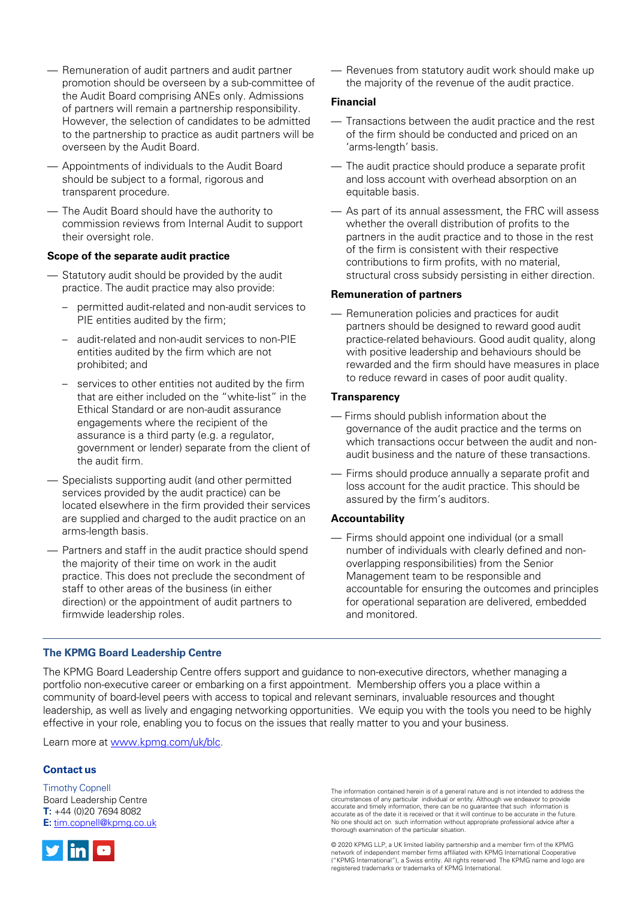- Remuneration of audit partners and audit partner promotion should be overseen by a sub-committee of the Audit Board comprising ANEs only. Admissions of partners will remain a partnership responsibility. However, the selection of candidates to be admitted to the partnership to practice as audit partners will be overseen by the Audit Board.
- Appointments of individuals to the Audit Board should be subject to a formal, rigorous and transparent procedure.
- The Audit Board should have the authority to commission reviews from Internal Audit to support their oversight role.

**Scope of the separate audit practice**

- Statutory audit should be provided by the audit practice. The audit practice may also provide:
  - permitted audit-related and non-audit services to PIE entities audited by the firm;
  - audit-related and non-audit services to non-PIE entities audited by the firm which are not prohibited; and
  - services to other entities not audited by the firm that are either included on the "white-list" in the Ethical Standard or are non-audit assurance engagements where the recipient of the assurance is a third party (e.g. a regulator, government or lender) separate from the client of the audit firm.
- Specialists supporting audit (and other permitted services provided by the audit practice) can be located elsewhere in the firm provided their services are supplied and charged to the audit practice on an arms-length basis.
- Partners and staff in the audit practice should spend the majority of their time on work in the audit practice. This does not preclude the secondment of staff to other areas of the business (in either direction) or the appointment of audit partners to firmwide leadership roles.
- Revenues from statutory audit work should make up the majority of the revenue of the audit practice.

**Financial**

- Transactions between the audit practice and the rest of the firm should be conducted and priced on an 'arms-length' basis.
- The audit practice should produce a separate profit and loss account with overhead absorption on an equitable basis.
- As part of its annual assessment, the FRC will assess whether the overall distribution of profits to the partners in the audit practice and to those in the rest of the firm is consistent with their respective contributions to firm profits, with no material, structural cross subsidy persisting in either direction.

**Remuneration of partners**

- Remuneration policies and practices for audit partners should be designed to reward good audit practice-related behaviours. Good audit quality, along with positive leadership and behaviours should be rewarded and the firm should have measures in place to reduce reward in cases of poor audit quality.

**Transparency**

- Firms should publish information about the governance of the audit practice and the terms on which transactions occur between the audit and non-audit business and the nature of these transactions.
- Firms should produce annually a separate profit and loss account for the audit practice. This should be assured by the firm's auditors.

**Accountability**

- Firms should appoint one individual (or a small number of individuals with clearly defined and non-overlapping responsibilities) from the Senior Management team to be responsible and accountable for ensuring the outcomes and principles for operational separation are delivered, embedded and monitored.

## The KPMG Board Leadership Centre

The KPMG Board Leadership Centre offers support and guidance to non-executive directors, whether managing a portfolio non-executive career or embarking on a first appointment. Membership offers you a place within a community of board-level peers with access to topical and relevant seminars, invaluable resources and thought leadership, as well as lively and engaging networking opportunities. We equip you with the tools you need to be highly effective in your role, enabling you to focus on the issues that really matter to you and your business.

Learn more at www.kpmg.com/uk/blc.

### Contact us

Timothy Copnell
Board Leadership Centre
**T:** +44 (0)20 7694 8082
**E:** tim.copnell@kpmg.co.uk

The information contained herein is of a general nature and is not intended to address the circumstances of any particular individual or entity. Although we endeavor to provide accurate and timely information, there can be no guarantee that such information is accurate as of the date it is received or that it will continue to be accurate in the future. No one should act on such information without appropriate professional advice after a thorough examination of the particular situation.

© 2020 KPMG LLP, a UK limited liability partnership and a member firm of the KPMG network of independent member firms affiliated with KPMG International Cooperative ("KPMG International"), a Swiss entity. All rights reserved. The KPMG name and logo are registered trademarks or trademarks of KPMG International.